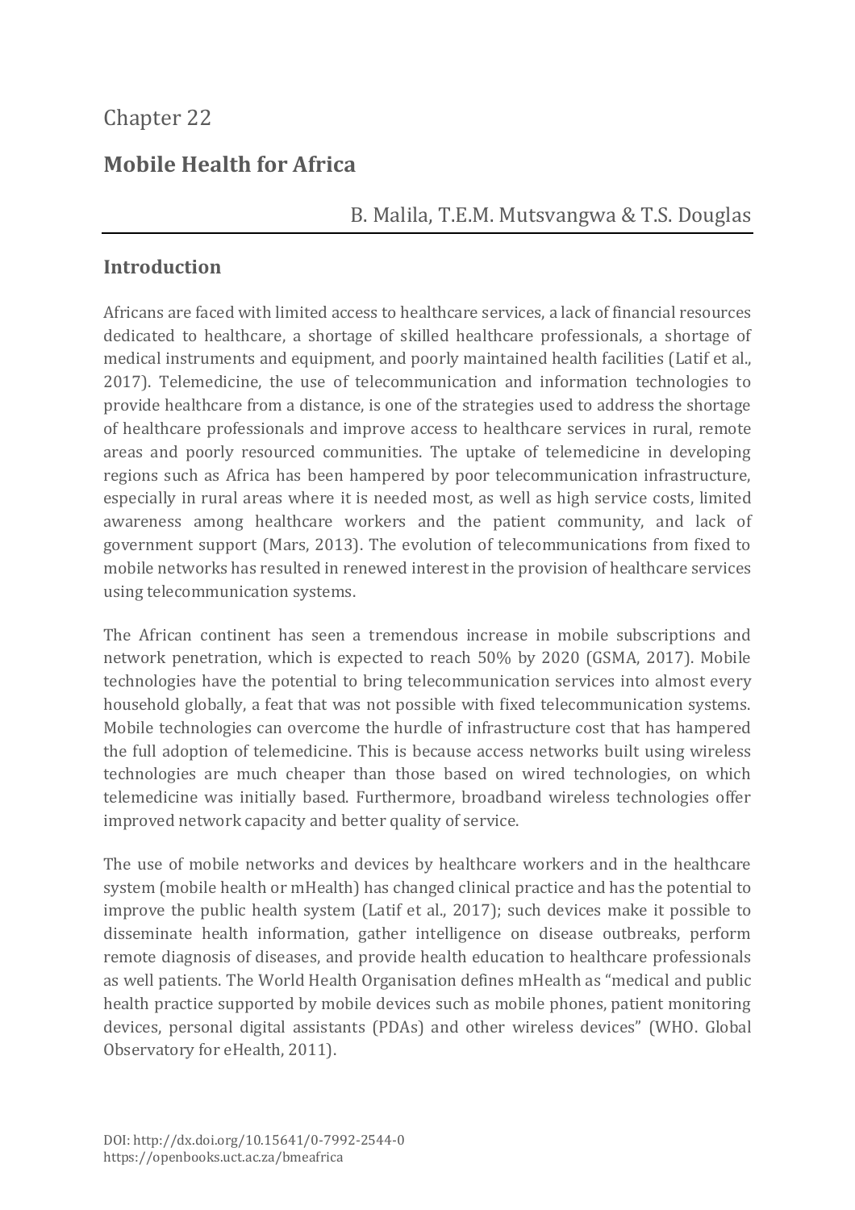Chapter 22

# Mobile Health for Africa

B. Malila, T.E.M. Mutsvangwa & T.S. Douglas

## Introduction

Africans are faced with limited access to healthcare services, a lack of financial resources dedicated to healthcare, a shortage of skilled healthcare professionals, a shortage of medical instruments and equipment, and poorly maintained health facilities (Latif et al., 2017). Telemedicine, the use of telecommunication and information technologies to provide healthcare from a distance, is one of the strategies used to address the shortage of healthcare professionals and improve access to healthcare services in rural, remote areas and poorly resourced communities. The uptake of telemedicine in developing regions such as Africa has been hampered by poor telecommunication infrastructure, especially in rural areas where it is needed most, as well as high service costs, limited awareness among healthcare workers and the patient community, and lack of government support (Mars, 2013). The evolution of telecommunications from fixed to mobile networks has resulted in renewed interest in the provision of healthcare services using telecommunication systems.

The African continent has seen a tremendous increase in mobile subscriptions and network penetration, which is expected to reach 50% by 2020 (GSMA, 2017). Mobile technologies have the potential to bring telecommunication services into almost every household globally, a feat that was not possible with fixed telecommunication systems. Mobile technologies can overcome the hurdle of infrastructure cost that has hampered the full adoption of telemedicine. This is because access networks built using wireless technologies are much cheaper than those based on wired technologies, on which telemedicine was initially based. Furthermore, broadband wireless technologies offer improved network capacity and better quality of service.

The use of mobile networks and devices by healthcare workers and in the healthcare system (mobile health or mHealth) has changed clinical practice and has the potential to improve the public health system (Latif et al., 2017); such devices make it possible to disseminate health information, gather intelligence on disease outbreaks, perform remote diagnosis of diseases, and provide health education to healthcare professionals as well patients. The World Health Organisation defines mHealth as "medical and public health practice supported by mobile devices such as mobile phones, patient monitoring devices, personal digital assistants (PDAs) and other wireless devices" (WHO. Global Observatory for eHealth, 2011).

DOI: http://dx.doi.org/10.15641/0-7992-2544-0
https://openbooks.uct.ac.za/bmeafrica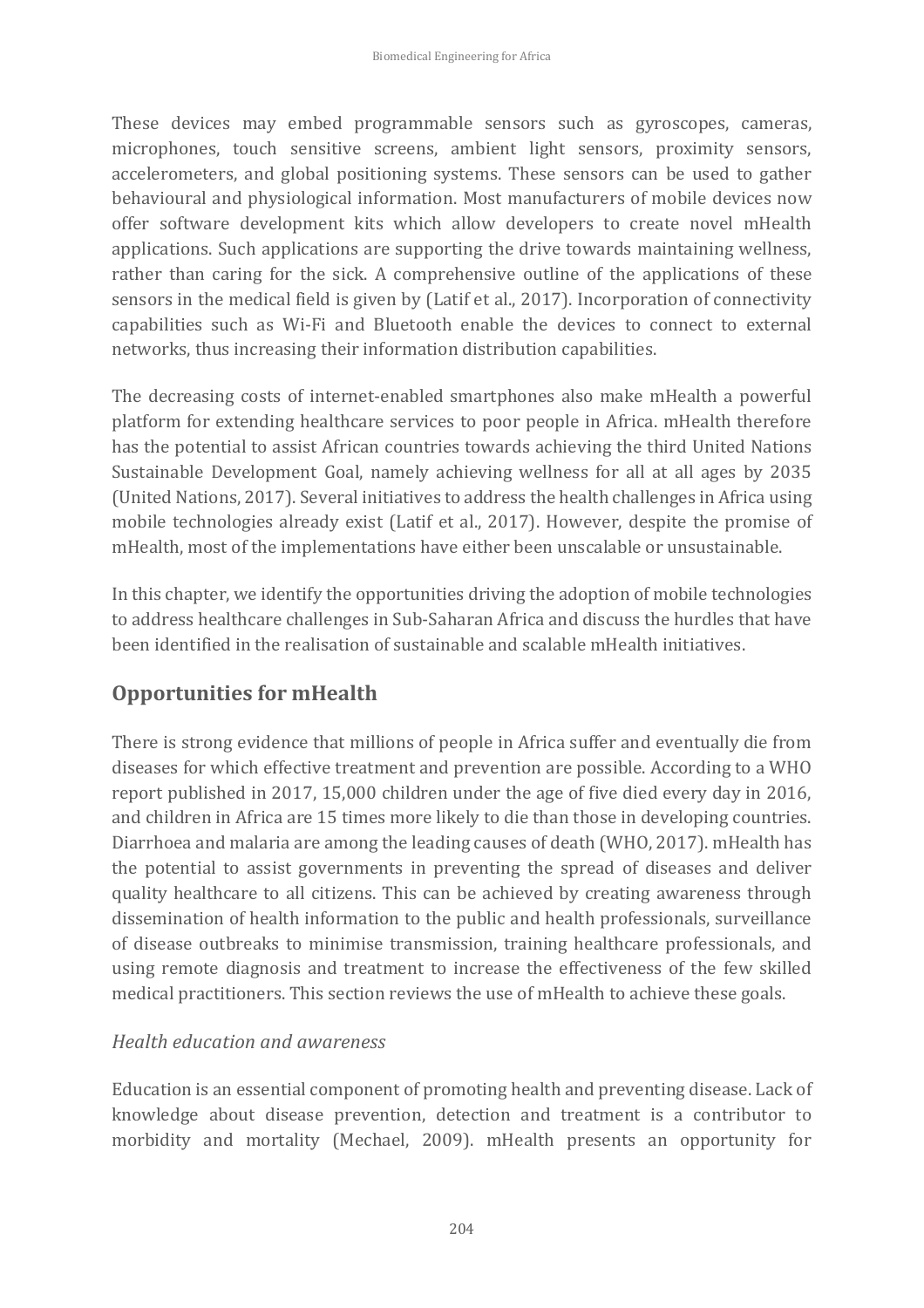These devices may embed programmable sensors such as gyroscopes, cameras, microphones, touch sensitive screens, ambient light sensors, proximity sensors, accelerometers, and global positioning systems. These sensors can be used to gather behavioural and physiological information. Most manufacturers of mobile devices now offer software development kits which allow developers to create novel mHealth applications. Such applications are supporting the drive towards maintaining wellness, rather than caring for the sick. A comprehensive outline of the applications of these sensors in the medical field is given by (Latif et al., 2017). Incorporation of connectivity capabilities such as Wi-Fi and Bluetooth enable the devices to connect to external networks, thus increasing their information distribution capabilities.

The decreasing costs of internet-enabled smartphones also make mHealth a powerful platform for extending healthcare services to poor people in Africa. mHealth therefore has the potential to assist African countries towards achieving the third United Nations Sustainable Development Goal, namely achieving wellness for all at all ages by 2035 (United Nations, 2017). Several initiatives to address the health challenges in Africa using mobile technologies already exist (Latif et al., 2017). However, despite the promise of mHealth, most of the implementations have either been unscalable or unsustainable.

In this chapter, we identify the opportunities driving the adoption of mobile technologies to address healthcare challenges in Sub-Saharan Africa and discuss the hurdles that have been identified in the realisation of sustainable and scalable mHealth initiatives.

## Opportunities for mHealth

There is strong evidence that millions of people in Africa suffer and eventually die from diseases for which effective treatment and prevention are possible. According to a WHO report published in 2017, 15,000 children under the age of five died every day in 2016, and children in Africa are 15 times more likely to die than those in developing countries. Diarrhoea and malaria are among the leading causes of death (WHO, 2017). mHealth has the potential to assist governments in preventing the spread of diseases and deliver quality healthcare to all citizens. This can be achieved by creating awareness through dissemination of health information to the public and health professionals, surveillance of disease outbreaks to minimise transmission, training healthcare professionals, and using remote diagnosis and treatment to increase the effectiveness of the few skilled medical practitioners. This section reviews the use of mHealth to achieve these goals.

### *Health education and awareness*

Education is an essential component of promoting health and preventing disease. Lack of knowledge about disease prevention, detection and treatment is a contributor to morbidity and mortality (Mechael, 2009). mHealth presents an opportunity for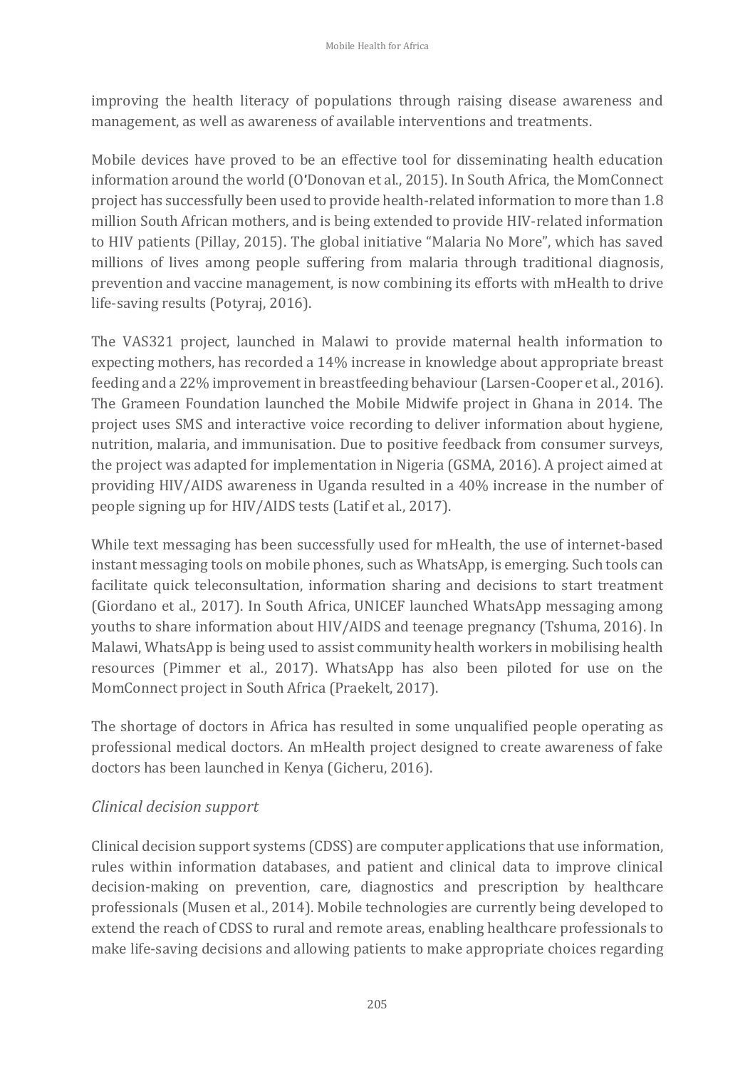improving the health literacy of populations through raising disease awareness and management, as well as awareness of available interventions and treatments.

Mobile devices have proved to be an effective tool for disseminating health education information around the world (O'Donovan et al., 2015). In South Africa, the MomConnect project has successfully been used to provide health-related information to more than 1.8 million South African mothers, and is being extended to provide HIV-related information to HIV patients (Pillay, 2015). The global initiative "Malaria No More", which has saved millions of lives among people suffering from malaria through traditional diagnosis, prevention and vaccine management, is now combining its efforts with mHealth to drive life-saving results (Potyraj, 2016).

The VAS321 project, launched in Malawi to provide maternal health information to expecting mothers, has recorded a 14% increase in knowledge about appropriate breast feeding and a 22% improvement in breastfeeding behaviour (Larsen-Cooper et al., 2016). The Grameen Foundation launched the Mobile Midwife project in Ghana in 2014. The project uses SMS and interactive voice recording to deliver information about hygiene, nutrition, malaria, and immunisation. Due to positive feedback from consumer surveys, the project was adapted for implementation in Nigeria (GSMA, 2016). A project aimed at providing HIV/AIDS awareness in Uganda resulted in a 40% increase in the number of people signing up for HIV/AIDS tests (Latif et al., 2017).

While text messaging has been successfully used for mHealth, the use of internet-based instant messaging tools on mobile phones, such as WhatsApp, is emerging. Such tools can facilitate quick teleconsultation, information sharing and decisions to start treatment (Giordano et al., 2017). In South Africa, UNICEF launched WhatsApp messaging among youths to share information about HIV/AIDS and teenage pregnancy (Tshuma, 2016). In Malawi, WhatsApp is being used to assist community health workers in mobilising health resources (Pimmer et al., 2017). WhatsApp has also been piloted for use on the MomConnect project in South Africa (Praekelt, 2017).

The shortage of doctors in Africa has resulted in some unqualified people operating as professional medical doctors. An mHealth project designed to create awareness of fake doctors has been launched in Kenya (Gicheru, 2016).

### *Clinical decision support*

Clinical decision support systems (CDSS) are computer applications that use information, rules within information databases, and patient and clinical data to improve clinical decision-making on prevention, care, diagnostics and prescription by healthcare professionals (Musen et al., 2014). Mobile technologies are currently being developed to extend the reach of CDSS to rural and remote areas, enabling healthcare professionals to make life-saving decisions and allowing patients to make appropriate choices regarding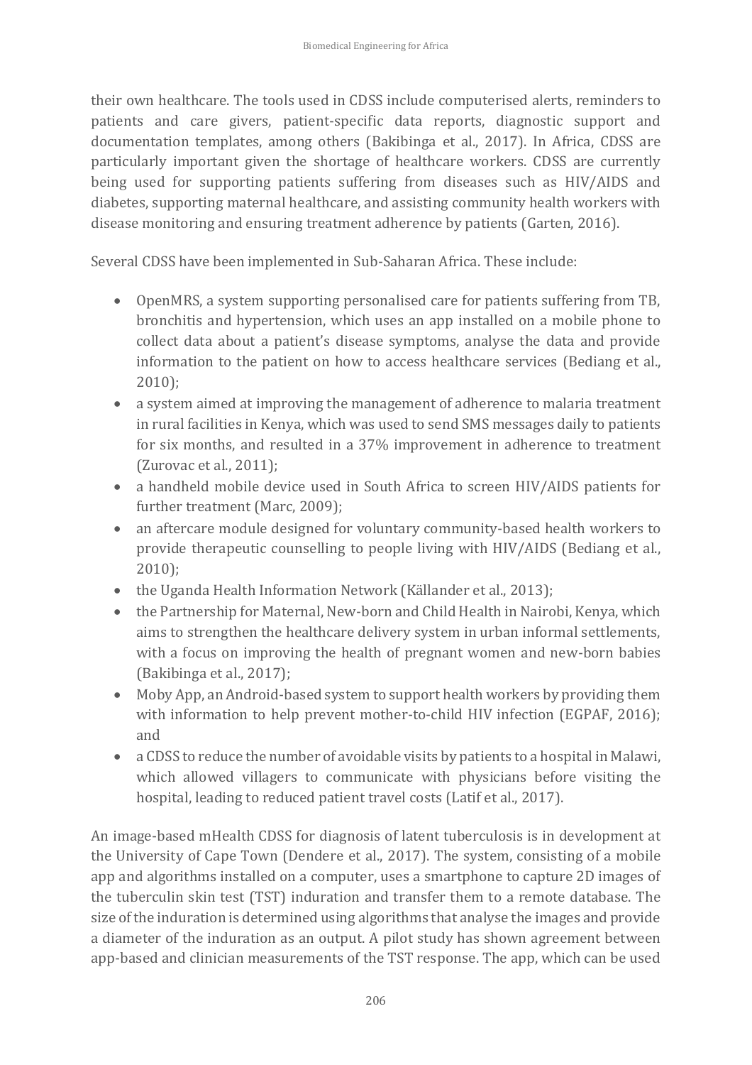their own healthcare. The tools used in CDSS include computerised alerts, reminders to patients and care givers, patient-specific data reports, diagnostic support and documentation templates, among others (Bakibinga et al., 2017). In Africa, CDSS are particularly important given the shortage of healthcare workers. CDSS are currently being used for supporting patients suffering from diseases such as HIV/AIDS and diabetes, supporting maternal healthcare, and assisting community health workers with disease monitoring and ensuring treatment adherence by patients (Garten, 2016).

Several CDSS have been implemented in Sub-Saharan Africa. These include:

- OpenMRS, a system supporting personalised care for patients suffering from TB, bronchitis and hypertension, which uses an app installed on a mobile phone to collect data about a patient's disease symptoms, analyse the data and provide information to the patient on how to access healthcare services (Bediang et al., 2010);
- a system aimed at improving the management of adherence to malaria treatment in rural facilities in Kenya, which was used to send SMS messages daily to patients for six months, and resulted in a 37% improvement in adherence to treatment (Zurovac et al., 2011);
- a handheld mobile device used in South Africa to screen HIV/AIDS patients for further treatment (Marc, 2009);
- an aftercare module designed for voluntary community-based health workers to provide therapeutic counselling to people living with HIV/AIDS (Bediang et al., 2010);
- the Uganda Health Information Network (Källander et al., 2013);
- the Partnership for Maternal, New-born and Child Health in Nairobi, Kenya, which aims to strengthen the healthcare delivery system in urban informal settlements, with a focus on improving the health of pregnant women and new-born babies (Bakibinga et al., 2017);
- Moby App, an Android-based system to support health workers by providing them with information to help prevent mother-to-child HIV infection (EGPAF, 2016); and
- a CDSS to reduce the number of avoidable visits by patients to a hospital in Malawi, which allowed villagers to communicate with physicians before visiting the hospital, leading to reduced patient travel costs (Latif et al., 2017).

An image-based mHealth CDSS for diagnosis of latent tuberculosis is in development at the University of Cape Town (Dendere et al., 2017). The system, consisting of a mobile app and algorithms installed on a computer, uses a smartphone to capture 2D images of the tuberculin skin test (TST) induration and transfer them to a remote database. The size of the induration is determined using algorithms that analyse the images and provide a diameter of the induration as an output. A pilot study has shown agreement between app-based and clinician measurements of the TST response. The app, which can be used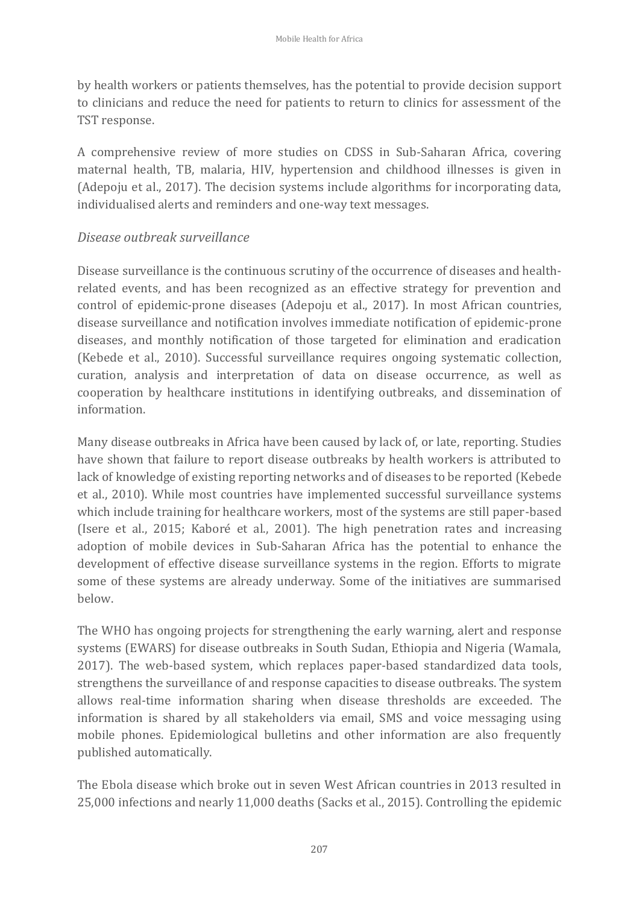by health workers or patients themselves, has the potential to provide decision support to clinicians and reduce the need for patients to return to clinics for assessment of the TST response.

A comprehensive review of more studies on CDSS in Sub-Saharan Africa, covering maternal health, TB, malaria, HIV, hypertension and childhood illnesses is given in (Adepoju et al., 2017). The decision systems include algorithms for incorporating data, individualised alerts and reminders and one-way text messages.

*Disease outbreak surveillance*

Disease surveillance is the continuous scrutiny of the occurrence of diseases and health-related events, and has been recognized as an effective strategy for prevention and control of epidemic-prone diseases (Adepoju et al., 2017). In most African countries, disease surveillance and notification involves immediate notification of epidemic-prone diseases, and monthly notification of those targeted for elimination and eradication (Kebede et al., 2010). Successful surveillance requires ongoing systematic collection, curation, analysis and interpretation of data on disease occurrence, as well as cooperation by healthcare institutions in identifying outbreaks, and dissemination of information.

Many disease outbreaks in Africa have been caused by lack of, or late, reporting. Studies have shown that failure to report disease outbreaks by health workers is attributed to lack of knowledge of existing reporting networks and of diseases to be reported (Kebede et al., 2010). While most countries have implemented successful surveillance systems which include training for healthcare workers, most of the systems are still paper-based (Isere et al., 2015; Kaboré et al., 2001). The high penetration rates and increasing adoption of mobile devices in Sub-Saharan Africa has the potential to enhance the development of effective disease surveillance systems in the region. Efforts to migrate some of these systems are already underway. Some of the initiatives are summarised below.

The WHO has ongoing projects for strengthening the early warning, alert and response systems (EWARS) for disease outbreaks in South Sudan, Ethiopia and Nigeria (Wamala, 2017). The web-based system, which replaces paper-based standardized data tools, strengthens the surveillance of and response capacities to disease outbreaks. The system allows real-time information sharing when disease thresholds are exceeded. The information is shared by all stakeholders via email, SMS and voice messaging using mobile phones. Epidemiological bulletins and other information are also frequently published automatically.

The Ebola disease which broke out in seven West African countries in 2013 resulted in 25,000 infections and nearly 11,000 deaths (Sacks et al., 2015). Controlling the epidemic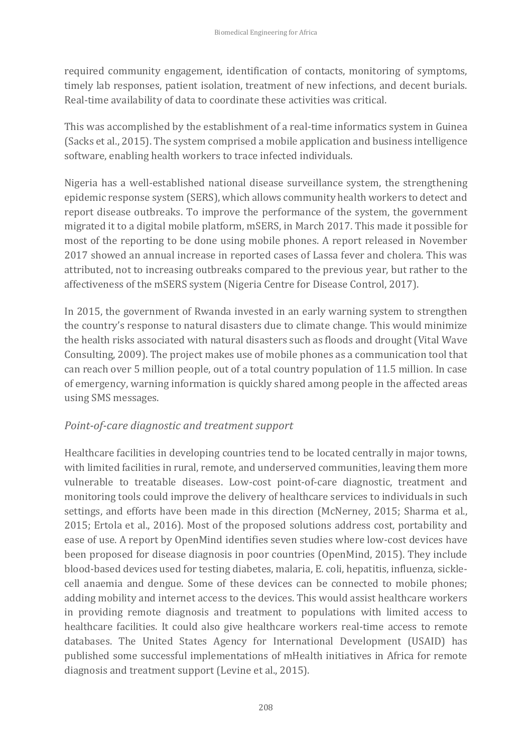required community engagement, identification of contacts, monitoring of symptoms, timely lab responses, patient isolation, treatment of new infections, and decent burials. Real-time availability of data to coordinate these activities was critical.

This was accomplished by the establishment of a real-time informatics system in Guinea (Sacks et al., 2015). The system comprised a mobile application and business intelligence software, enabling health workers to trace infected individuals.

Nigeria has a well-established national disease surveillance system, the strengthening epidemic response system (SERS), which allows community health workers to detect and report disease outbreaks. To improve the performance of the system, the government migrated it to a digital mobile platform, mSERS, in March 2017. This made it possible for most of the reporting to be done using mobile phones. A report released in November 2017 showed an annual increase in reported cases of Lassa fever and cholera. This was attributed, not to increasing outbreaks compared to the previous year, but rather to the affectiveness of the mSERS system (Nigeria Centre for Disease Control, 2017).

In 2015, the government of Rwanda invested in an early warning system to strengthen the country's response to natural disasters due to climate change. This would minimize the health risks associated with natural disasters such as floods and drought (Vital Wave Consulting, 2009). The project makes use of mobile phones as a communication tool that can reach over 5 million people, out of a total country population of 11.5 million. In case of emergency, warning information is quickly shared among people in the affected areas using SMS messages.

### *Point-of-care diagnostic and treatment support*

Healthcare facilities in developing countries tend to be located centrally in major towns, with limited facilities in rural, remote, and underserved communities, leaving them more vulnerable to treatable diseases. Low-cost point-of-care diagnostic, treatment and monitoring tools could improve the delivery of healthcare services to individuals in such settings, and efforts have been made in this direction (McNerney, 2015; Sharma et al., 2015; Ertola et al., 2016). Most of the proposed solutions address cost, portability and ease of use. A report by OpenMind identifies seven studies where low-cost devices have been proposed for disease diagnosis in poor countries (OpenMind, 2015). They include blood-based devices used for testing diabetes, malaria, E. coli, hepatitis, influenza, sickle-cell anaemia and dengue. Some of these devices can be connected to mobile phones; adding mobility and internet access to the devices. This would assist healthcare workers in providing remote diagnosis and treatment to populations with limited access to healthcare facilities. It could also give healthcare workers real-time access to remote databases. The United States Agency for International Development (USAID) has published some successful implementations of mHealth initiatives in Africa for remote diagnosis and treatment support (Levine et al., 2015).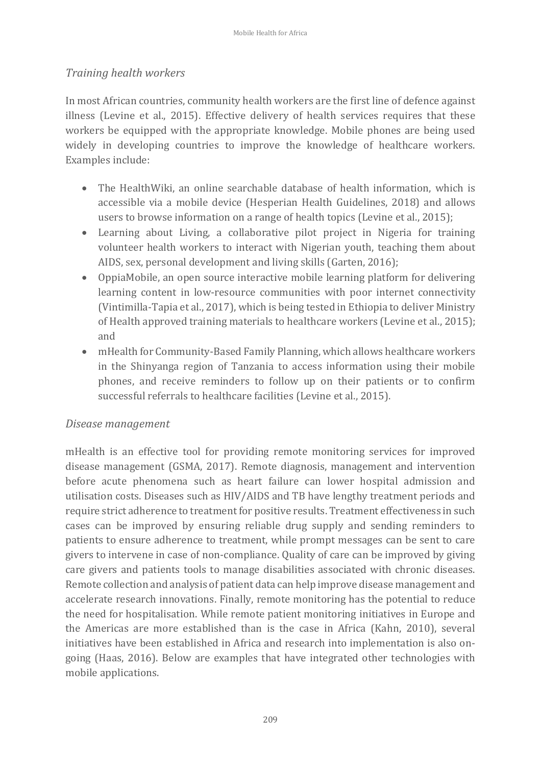### *Training health workers*

In most African countries, community health workers are the first line of defence against illness (Levine et al., 2015). Effective delivery of health services requires that these workers be equipped with the appropriate knowledge. Mobile phones are being used widely in developing countries to improve the knowledge of healthcare workers. Examples include:

- The HealthWiki, an online searchable database of health information, which is accessible via a mobile device (Hesperian Health Guidelines, 2018) and allows users to browse information on a range of health topics (Levine et al., 2015);
- Learning about Living, a collaborative pilot project in Nigeria for training volunteer health workers to interact with Nigerian youth, teaching them about AIDS, sex, personal development and living skills (Garten, 2016);
- OppiaMobile, an open source interactive mobile learning platform for delivering learning content in low-resource communities with poor internet connectivity (Vintimilla-Tapia et al., 2017), which is being tested in Ethiopia to deliver Ministry of Health approved training materials to healthcare workers (Levine et al., 2015); and
- mHealth for Community-Based Family Planning, which allows healthcare workers in the Shinyanga region of Tanzania to access information using their mobile phones, and receive reminders to follow up on their patients or to confirm successful referrals to healthcare facilities (Levine et al., 2015).

### *Disease management*

mHealth is an effective tool for providing remote monitoring services for improved disease management (GSMA, 2017). Remote diagnosis, management and intervention before acute phenomena such as heart failure can lower hospital admission and utilisation costs. Diseases such as HIV/AIDS and TB have lengthy treatment periods and require strict adherence to treatment for positive results. Treatment effectiveness in such cases can be improved by ensuring reliable drug supply and sending reminders to patients to ensure adherence to treatment, while prompt messages can be sent to care givers to intervene in case of non-compliance. Quality of care can be improved by giving care givers and patients tools to manage disabilities associated with chronic diseases. Remote collection and analysis of patient data can help improve disease management and accelerate research innovations. Finally, remote monitoring has the potential to reduce the need for hospitalisation. While remote patient monitoring initiatives in Europe and the Americas are more established than is the case in Africa (Kahn, 2010), several initiatives have been established in Africa and research into implementation is also on-going (Haas, 2016). Below are examples that have integrated other technologies with mobile applications.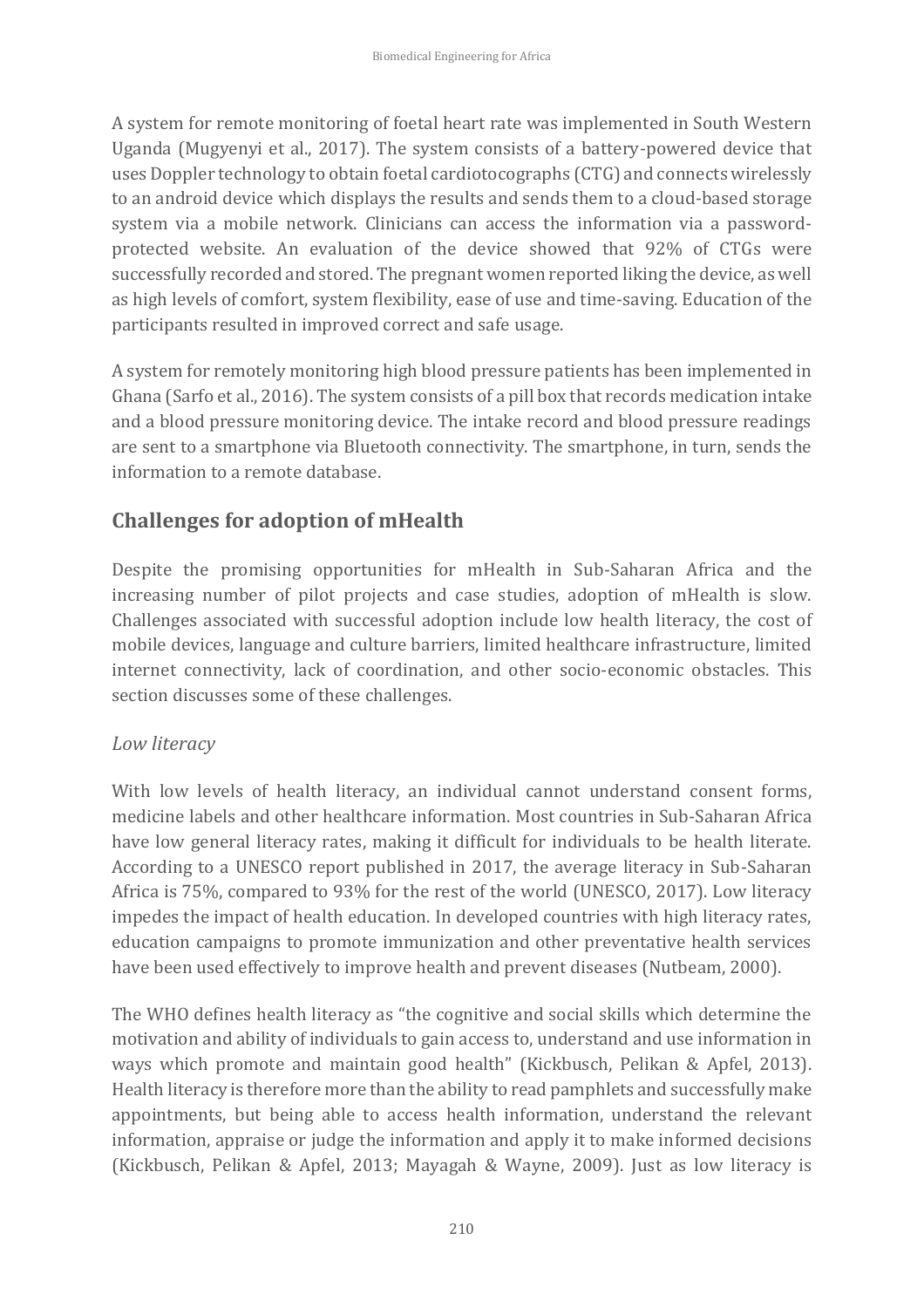A system for remote monitoring of foetal heart rate was implemented in South Western Uganda (Mugyenyi et al., 2017). The system consists of a battery-powered device that uses Doppler technology to obtain foetal cardiotocographs (CTG) and connects wirelessly to an android device which displays the results and sends them to a cloud-based storage system via a mobile network. Clinicians can access the information via a password-protected website. An evaluation of the device showed that 92% of CTGs were successfully recorded and stored. The pregnant women reported liking the device, as well as high levels of comfort, system flexibility, ease of use and time-saving. Education of the participants resulted in improved correct and safe usage.

A system for remotely monitoring high blood pressure patients has been implemented in Ghana (Sarfo et al., 2016). The system consists of a pill box that records medication intake and a blood pressure monitoring device. The intake record and blood pressure readings are sent to a smartphone via Bluetooth connectivity. The smartphone, in turn, sends the information to a remote database.

## Challenges for adoption of mHealth

Despite the promising opportunities for mHealth in Sub-Saharan Africa and the increasing number of pilot projects and case studies, adoption of mHealth is slow. Challenges associated with successful adoption include low health literacy, the cost of mobile devices, language and culture barriers, limited healthcare infrastructure, limited internet connectivity, lack of coordination, and other socio-economic obstacles. This section discusses some of these challenges.

### *Low literacy*

With low levels of health literacy, an individual cannot understand consent forms, medicine labels and other healthcare information. Most countries in Sub-Saharan Africa have low general literacy rates, making it difficult for individuals to be health literate. According to a UNESCO report published in 2017, the average literacy in Sub-Saharan Africa is 75%, compared to 93% for the rest of the world (UNESCO, 2017). Low literacy impedes the impact of health education. In developed countries with high literacy rates, education campaigns to promote immunization and other preventative health services have been used effectively to improve health and prevent diseases (Nutbeam, 2000).

The WHO defines health literacy as "the cognitive and social skills which determine the motivation and ability of individuals to gain access to, understand and use information in ways which promote and maintain good health" (Kickbusch, Pelikan & Apfel, 2013). Health literacy is therefore more than the ability to read pamphlets and successfully make appointments, but being able to access health information, understand the relevant information, appraise or judge the information and apply it to make informed decisions (Kickbusch, Pelikan & Apfel, 2013; Mayagah & Wayne, 2009). Just as low literacy is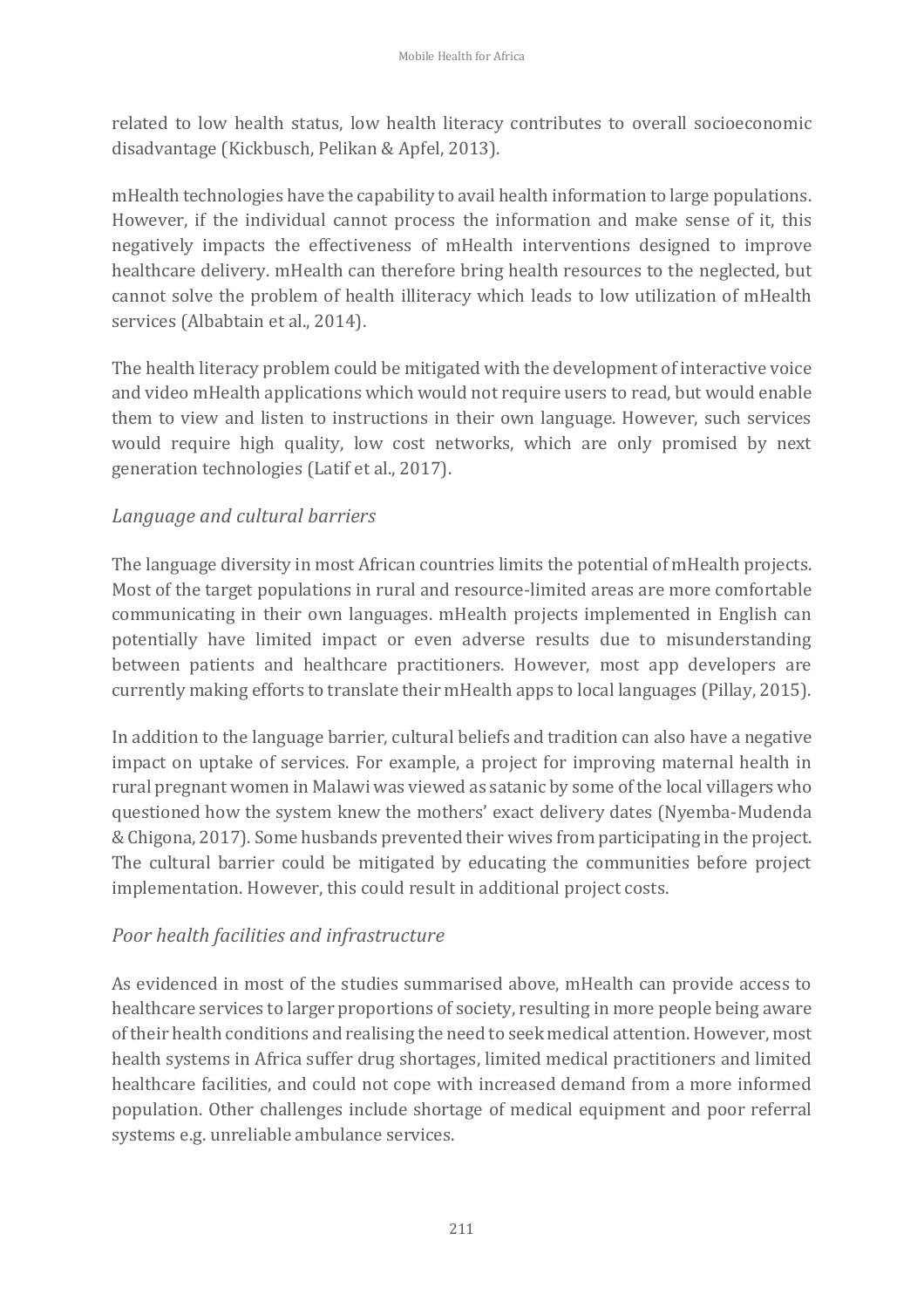related to low health status, low health literacy contributes to overall socioeconomic disadvantage (Kickbusch, Pelikan & Apfel, 2013).

mHealth technologies have the capability to avail health information to large populations. However, if the individual cannot process the information and make sense of it, this negatively impacts the effectiveness of mHealth interventions designed to improve healthcare delivery. mHealth can therefore bring health resources to the neglected, but cannot solve the problem of health illiteracy which leads to low utilization of mHealth services (Albabtain et al., 2014).

The health literacy problem could be mitigated with the development of interactive voice and video mHealth applications which would not require users to read, but would enable them to view and listen to instructions in their own language. However, such services would require high quality, low cost networks, which are only promised by next generation technologies (Latif et al., 2017).

### *Language and cultural barriers*

The language diversity in most African countries limits the potential of mHealth projects. Most of the target populations in rural and resource-limited areas are more comfortable communicating in their own languages. mHealth projects implemented in English can potentially have limited impact or even adverse results due to misunderstanding between patients and healthcare practitioners. However, most app developers are currently making efforts to translate their mHealth apps to local languages (Pillay, 2015).

In addition to the language barrier, cultural beliefs and tradition can also have a negative impact on uptake of services. For example, a project for improving maternal health in rural pregnant women in Malawi was viewed as satanic by some of the local villagers who questioned how the system knew the mothers' exact delivery dates (Nyemba-Mudenda & Chigona, 2017). Some husbands prevented their wives from participating in the project. The cultural barrier could be mitigated by educating the communities before project implementation. However, this could result in additional project costs.

### *Poor health facilities and infrastructure*

As evidenced in most of the studies summarised above, mHealth can provide access to healthcare services to larger proportions of society, resulting in more people being aware of their health conditions and realising the need to seek medical attention. However, most health systems in Africa suffer drug shortages, limited medical practitioners and limited healthcare facilities, and could not cope with increased demand from a more informed population. Other challenges include shortage of medical equipment and poor referral systems e.g. unreliable ambulance services.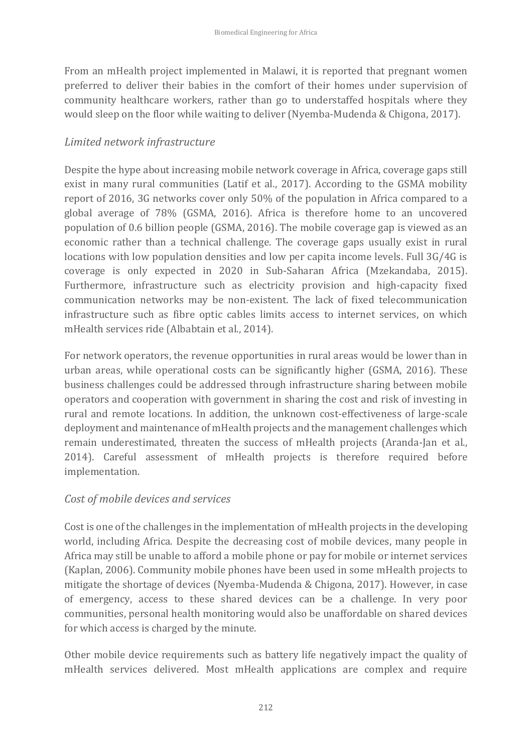From an mHealth project implemented in Malawi, it is reported that pregnant women preferred to deliver their babies in the comfort of their homes under supervision of community healthcare workers, rather than go to understaffed hospitals where they would sleep on the floor while waiting to deliver (Nyemba-Mudenda & Chigona, 2017).

### *Limited network infrastructure*

Despite the hype about increasing mobile network coverage in Africa, coverage gaps still exist in many rural communities (Latif et al., 2017). According to the GSMA mobility report of 2016, 3G networks cover only 50% of the population in Africa compared to a global average of 78% (GSMA, 2016). Africa is therefore home to an uncovered population of 0.6 billion people (GSMA, 2016). The mobile coverage gap is viewed as an economic rather than a technical challenge. The coverage gaps usually exist in rural locations with low population densities and low per capita income levels. Full 3G/4G is coverage is only expected in 2020 in Sub-Saharan Africa (Mzekandaba, 2015). Furthermore, infrastructure such as electricity provision and high-capacity fixed communication networks may be non-existent. The lack of fixed telecommunication infrastructure such as fibre optic cables limits access to internet services, on which mHealth services ride (Albabtain et al., 2014).

For network operators, the revenue opportunities in rural areas would be lower than in urban areas, while operational costs can be significantly higher (GSMA, 2016). These business challenges could be addressed through infrastructure sharing between mobile operators and cooperation with government in sharing the cost and risk of investing in rural and remote locations. In addition, the unknown cost-effectiveness of large-scale deployment and maintenance of mHealth projects and the management challenges which remain underestimated, threaten the success of mHealth projects (Aranda-Jan et al., 2014). Careful assessment of mHealth projects is therefore required before implementation.

### *Cost of mobile devices and services*

Cost is one of the challenges in the implementation of mHealth projects in the developing world, including Africa. Despite the decreasing cost of mobile devices, many people in Africa may still be unable to afford a mobile phone or pay for mobile or internet services (Kaplan, 2006). Community mobile phones have been used in some mHealth projects to mitigate the shortage of devices (Nyemba-Mudenda & Chigona, 2017). However, in case of emergency, access to these shared devices can be a challenge. In very poor communities, personal health monitoring would also be unaffordable on shared devices for which access is charged by the minute.

Other mobile device requirements such as battery life negatively impact the quality of mHealth services delivered. Most mHealth applications are complex and require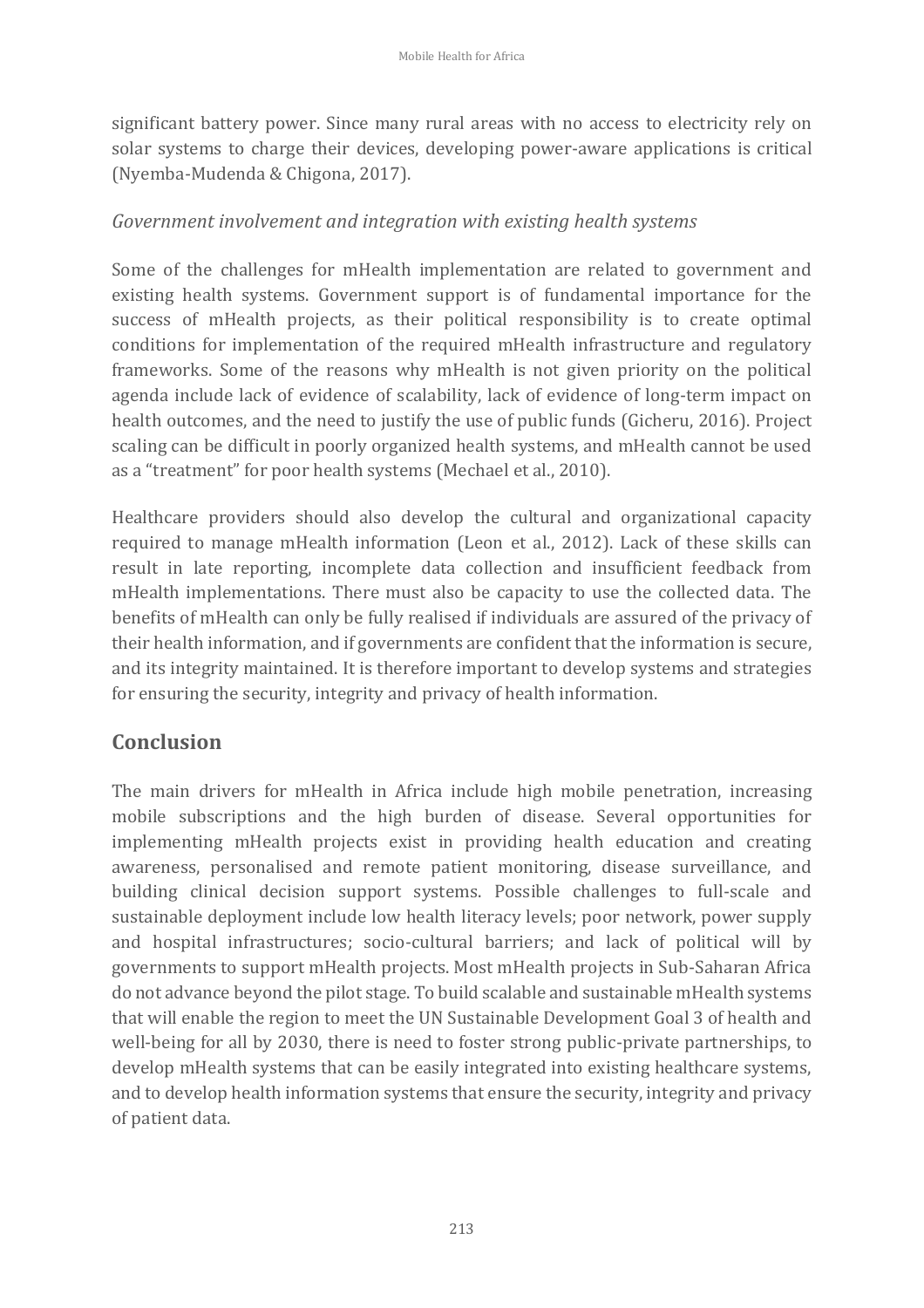significant battery power. Since many rural areas with no access to electricity rely on solar systems to charge their devices, developing power-aware applications is critical (Nyemba-Mudenda & Chigona, 2017).

### *Government involvement and integration with existing health systems*

Some of the challenges for mHealth implementation are related to government and existing health systems. Government support is of fundamental importance for the success of mHealth projects, as their political responsibility is to create optimal conditions for implementation of the required mHealth infrastructure and regulatory frameworks. Some of the reasons why mHealth is not given priority on the political agenda include lack of evidence of scalability, lack of evidence of long-term impact on health outcomes, and the need to justify the use of public funds (Gicheru, 2016). Project scaling can be difficult in poorly organized health systems, and mHealth cannot be used as a "treatment" for poor health systems (Mechael et al., 2010).

Healthcare providers should also develop the cultural and organizational capacity required to manage mHealth information (Leon et al., 2012). Lack of these skills can result in late reporting, incomplete data collection and insufficient feedback from mHealth implementations. There must also be capacity to use the collected data. The benefits of mHealth can only be fully realised if individuals are assured of the privacy of their health information, and if governments are confident that the information is secure, and its integrity maintained. It is therefore important to develop systems and strategies for ensuring the security, integrity and privacy of health information.

## Conclusion

The main drivers for mHealth in Africa include high mobile penetration, increasing mobile subscriptions and the high burden of disease. Several opportunities for implementing mHealth projects exist in providing health education and creating awareness, personalised and remote patient monitoring, disease surveillance, and building clinical decision support systems. Possible challenges to full-scale and sustainable deployment include low health literacy levels; poor network, power supply and hospital infrastructures; socio-cultural barriers; and lack of political will by governments to support mHealth projects. Most mHealth projects in Sub-Saharan Africa do not advance beyond the pilot stage. To build scalable and sustainable mHealth systems that will enable the region to meet the UN Sustainable Development Goal 3 of health and well-being for all by 2030, there is need to foster strong public-private partnerships, to develop mHealth systems that can be easily integrated into existing healthcare systems, and to develop health information systems that ensure the security, integrity and privacy of patient data.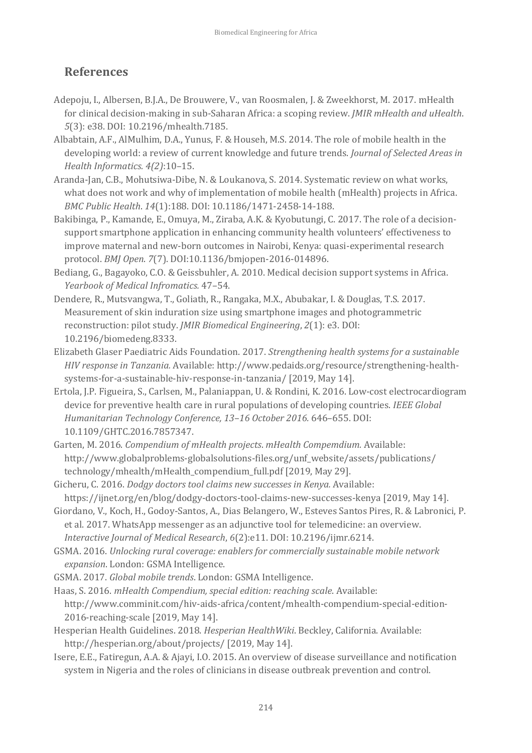## References

Adepoju, I., Albersen, B.J.A., De Brouwere, V., van Roosmalen, J. & Zweekhorst, M. 2017. mHealth for clinical decision-making in sub-Saharan Africa: a scoping review. *JMIR mHealth and uHealth*. *5*(3): e38. DOI: 10.2196/mhealth.7185.

Albabtain, A.F., AlMulhim, D.A., Yunus, F. & Househ, M.S. 2014. The role of mobile health in the developing world: a review of current knowledge and future trends. *Journal of Selected Areas in Health Informatics. 4(2)*:10–15.

Aranda-Jan, C.B., Mohutsiwa-Dibe, N. & Loukanova, S. 2014. Systematic review on what works, what does not work and why of implementation of mobile health (mHealth) projects in Africa. *BMC Public Health*. *14*(1):188. DOI: 10.1186/1471-2458-14-188.

Bakibinga, P., Kamande, E., Omuya, M., Ziraba, A.K. & Kyobutungi, C. 2017. The role of a decision-support smartphone application in enhancing community health volunteers' effectiveness to improve maternal and new-born outcomes in Nairobi, Kenya: quasi-experimental research protocol. *BMJ Open*. *7*(7). DOI:10.1136/bmjopen-2016-014896.

Bediang, G., Bagayoko, C.O. & Geissbuhler, A. 2010. Medical decision support systems in Africa. *Yearbook of Medical Infromatics*. 47–54.

Dendere, R., Mutsvangwa, T., Goliath, R., Rangaka, M.X., Abubakar, I. & Douglas, T.S. 2017. Measurement of skin induration size using smartphone images and photogrammetric reconstruction: pilot study. *JMIR Biomedical Engineering*, *2*(1): e3. DOI: 10.2196/biomedeng.8333.

Elizabeth Glaser Paediatric Aids Foundation. 2017. *Strengthening health systems for a sustainable HIV response in Tanzania*. Available: http://www.pedaids.org/resource/strengthening-health-systems-for-a-sustainable-hiv-response-in-tanzania/ [2019, May 14].

Ertola, J.P. Figueira, S., Carlsen, M., Palaniappan, U. & Rondini, K. 2016. Low-cost electrocardiogram device for preventive health care in rural populations of developing countries. *IEEE Global Humanitarian Technology Conference, 13–16 October 2016*. 646–655. DOI: 10.1109/GHTC.2016.7857347.

Garten, M. 2016. *Compendium of mHealth projects*. *mHealth Compemdium.* Available: http://www.globalproblems-globalsolutions-files.org/unf_website/assets/publications/technology/mhealth/mHealth_compendium_full.pdf [2019, May 29].

Gicheru, C. 2016. *Dodgy doctors tool claims new successes in Kenya*. Available: https://ijnet.org/en/blog/dodgy-doctors-tool-claims-new-successes-kenya [2019, May 14].

Giordano, V., Koch, H., Godoy-Santos, A., Dias Belangero, W., Esteves Santos Pires, R. & Labronici, P. et al. 2017. WhatsApp messenger as an adjunctive tool for telemedicine: an overview. *Interactive Journal of Medical Research*, *6*(2):e11. DOI: 10.2196/ijmr.6214.

GSMA. 2016. *Unlocking rural coverage: enablers for commercially sustainable mobile network expansion*. London: GSMA Intelligence.

GSMA. 2017. *Global mobile trends*. London: GSMA Intelligence.

Haas, S. 2016. *mHealth Compendium, special edition: reaching scale*. Available: http://www.comminit.com/hiv-aids-africa/content/mhealth-compendium-special-edition-2016-reaching-scale [2019, May 14].

Hesperian Health Guidelines. 2018. *Hesperian HealthWiki*. Beckley, California. Available: http://hesperian.org/about/projects/ [2019, May 14].

Isere, E.E., Fatiregun, A.A. & Ajayi, I.O. 2015. An overview of disease surveillance and notification system in Nigeria and the roles of clinicians in disease outbreak prevention and control.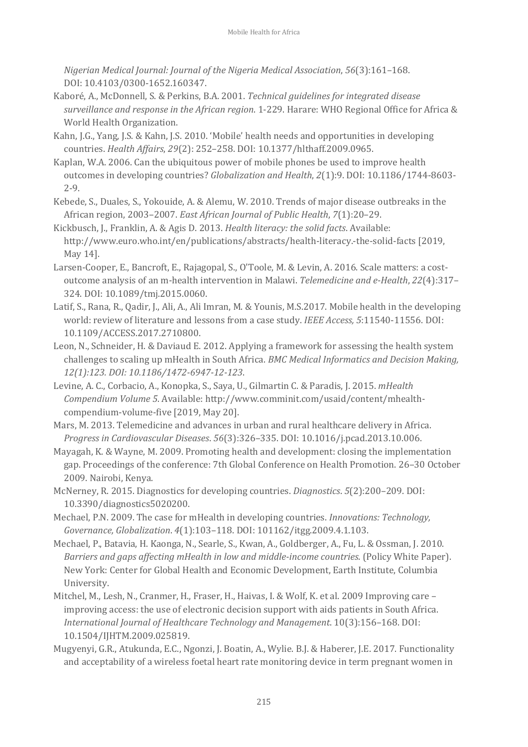*Nigerian Medical Journal: Journal of the Nigeria Medical Association*, *56*(3):161–168. DOI: 10.4103/0300-1652.160347.

Kaboré, A., McDonnell, S. & Perkins, B.A. 2001. *Technical guidelines for integrated disease surveillance and response in the African region*. 1-229. Harare: WHO Regional Office for Africa & World Health Organization.

Kahn, J.G., Yang, J.S. & Kahn, J.S. 2010. 'Mobile' health needs and opportunities in developing countries. *Health Affairs*, *29*(2): 252–258. DOI: 10.1377/hlthaff.2009.0965.

Kaplan, W.A. 2006. Can the ubiquitous power of mobile phones be used to improve health outcomes in developing countries? *Globalization and Health*, *2*(1):9. DOI: 10.1186/1744-8603-2-9.

Kebede, S., Duales, S., Yokouide, A. & Alemu, W. 2010. Trends of major disease outbreaks in the African region, 2003–2007. *East African Journal of Public Health*, *7*(1):20–29.

Kickbusch, J., Franklin, A. & Agis D. 2013. *Health literacy: the solid facts*. Available: http://www.euro.who.int/en/publications/abstracts/health-literacy.-the-solid-facts [2019, May 14].

Larsen-Cooper, E., Bancroft, E., Rajagopal, S., O'Toole, M. & Levin, A. 2016. Scale matters: a cost-outcome analysis of an m-health intervention in Malawi. *Telemedicine and e-Health*, *22*(4):317–324. DOI: 10.1089/tmj.2015.0060.

Latif, S., Rana, R., Qadir, J., Ali, A., Ali Imran, M. & Younis, M.S.2017. Mobile health in the developing world: review of literature and lessons from a case study. *IEEE Access, 5*:11540-11556. DOI: 10.1109/ACCESS.2017.2710800.

Leon, N., Schneider, H. & Daviaud E. 2012. Applying a framework for assessing the health system challenges to scaling up mHealth in South Africa. *BMC Medical Informatics and Decision Making, 12(1):123. DOI: 10.1186/1472-6947-12-123*.

Levine, A. C., Corbacio, A., Konopka, S., Saya, U., Gilmartin C. & Paradis, J. 2015. *mHealth Compendium Volume 5*. Available: http://www.comminit.com/usaid/content/mhealth-compendium-volume-five [2019, May 20].

Mars, M. 2013. Telemedicine and advances in urban and rural healthcare delivery in Africa. *Progress in Cardiovascular Diseases*. *56*(3):326–335. DOI: 10.1016/j.pcad.2013.10.006.

Mayagah, K. & Wayne, M. 2009. Promoting health and development: closing the implementation gap. Proceedings of the conference: 7th Global Conference on Health Promotion. 26–30 October 2009. Nairobi, Kenya.

McNerney, R. 2015. Diagnostics for developing countries. *Diagnostics*. *5*(2):200–209. DOI: 10.3390/diagnostics5020200.

Mechael, P.N. 2009. The case for mHealth in developing countries. *Innovations: Technology, Governance, Globalization*. *4*(1):103–118. DOI: 101162/itgg.2009.4.1.103.

Mechael, P., Batavia, H. Kaonga, N., Searle, S., Kwan, A., Goldberger, A., Fu, L. & Ossman, J. 2010. *Barriers and gaps affecting mHealth in low and middle-income countries*. (Policy White Paper). New York: Center for Global Health and Economic Development, Earth Institute, Columbia University.

Mitchel, M., Lesh, N., Cranmer, H., Fraser, H., Haivas, I. & Wolf, K. et al. 2009 Improving care – improving access: the use of electronic decision support with aids patients in South Africa. *International Journal of Healthcare Technology and Management*. 10(3):156–168. DOI: 10.1504/IJHTM.2009.025819.

Mugyenyi, G.R., Atukunda, E.C., Ngonzi, J. Boatin, A., Wylie. B.J. & Haberer, J.E. 2017. Functionality and acceptability of a wireless foetal heart rate monitoring device in term pregnant women in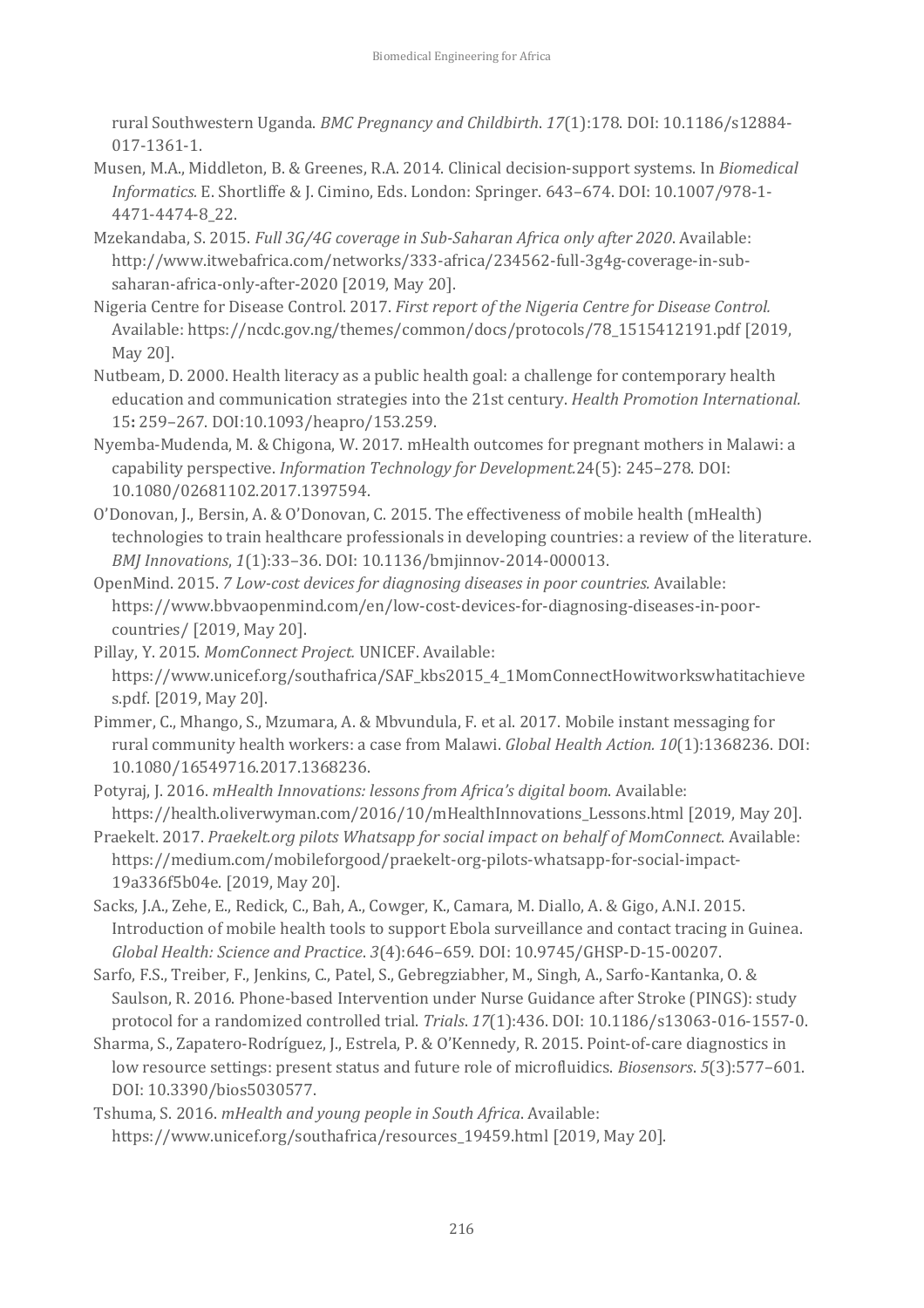rural Southwestern Uganda. *BMC Pregnancy and Childbirth*. *17*(1):178. DOI: 10.1186/s12884-017-1361-1.

Musen, M.A., Middleton, B. & Greenes, R.A. 2014. Clinical decision-support systems. In *Biomedical Informatics.* E. Shortliffe & J. Cimino, Eds. London: Springer. 643–674. DOI: 10.1007/978-1-4471-4474-8_22.

Mzekandaba, S. 2015. *Full 3G/4G coverage in Sub-Saharan Africa only after 2020*. Available: http://www.itwebafrica.com/networks/333-africa/234562-full-3g4g-coverage-in-sub-saharan-africa-only-after-2020 [2019, May 20].

Nigeria Centre for Disease Control. 2017. *First report of the Nigeria Centre for Disease Control.* Available: https://ncdc.gov.ng/themes/common/docs/protocols/78_1515412191.pdf [2019, May 20].

Nutbeam, D. 2000. Health literacy as a public health goal: a challenge for contemporary health education and communication strategies into the 21st century. *Health Promotion International.* 15**:** 259–267. DOI:10.1093/heapro/153.259.

Nyemba-Mudenda, M. & Chigona, W. 2017. mHealth outcomes for pregnant mothers in Malawi: a capability perspective. *Information Technology for Development.*24(5): 245–278. DOI: 10.1080/02681102.2017.1397594.

O'Donovan, J., Bersin, A. & O'Donovan, C. 2015. The effectiveness of mobile health (mHealth) technologies to train healthcare professionals in developing countries: a review of the literature. *BMJ Innovations*, *1*(1):33–36. DOI: 10.1136/bmjinnov-2014-000013.

OpenMind. 2015. *7 Low-cost devices for diagnosing diseases in poor countries.* Available: https://www.bbvaopenmind.com/en/low-cost-devices-for-diagnosing-diseases-in-poor-countries/ [2019, May 20].

Pillay, Y. 2015. *MomConnect Project.* UNICEF. Available: https://www.unicef.org/southafrica/SAF_kbs2015_4_1MomConnectHowitworkswhatitachieves.pdf. [2019, May 20].

Pimmer, C., Mhango, S., Mzumara, A. & Mbvundula, F. et al. 2017. Mobile instant messaging for rural community health workers: a case from Malawi. *Global Health Action. 10*(1):1368236. DOI: 10.1080/16549716.2017.1368236.

Potyraj, J. 2016. *mHealth Innovations: lessons from Africa's digital boom*. Available: https://health.oliverwyman.com/2016/10/mHealthInnovations_Lessons.html [2019, May 20].

Praekelt. 2017. *Praekelt.org pilots Whatsapp for social impact on behalf of MomConnect.* Available: https://medium.com/mobileforgood/praekelt-org-pilots-whatsapp-for-social-impact-19a336f5b04e. [2019, May 20].

Sacks, J.A., Zehe, E., Redick, C., Bah, A., Cowger, K., Camara, M. Diallo, A. & Gigo, A.N.I. 2015. Introduction of mobile health tools to support Ebola surveillance and contact tracing in Guinea. *Global Health: Science and Practice*. *3*(4):646–659. DOI: 10.9745/GHSP-D-15-00207.

Sarfo, F.S., Treiber, F., Jenkins, C., Patel, S., Gebregziabher, M., Singh, A., Sarfo-Kantanka, O. & Saulson, R. 2016. Phone-based Intervention under Nurse Guidance after Stroke (PINGS): study protocol for a randomized controlled trial. *Trials*. *17*(1):436. DOI: 10.1186/s13063-016-1557-0.

Sharma, S., Zapatero-Rodríguez, J., Estrela, P. & O'Kennedy, R. 2015. Point-of-care diagnostics in low resource settings: present status and future role of microfluidics. *Biosensors*. *5*(3):577–601. DOI: 10.3390/bios5030577.

Tshuma, S. 2016. *mHealth and young people in South Africa*. Available: https://www.unicef.org/southafrica/resources_19459.html [2019, May 20].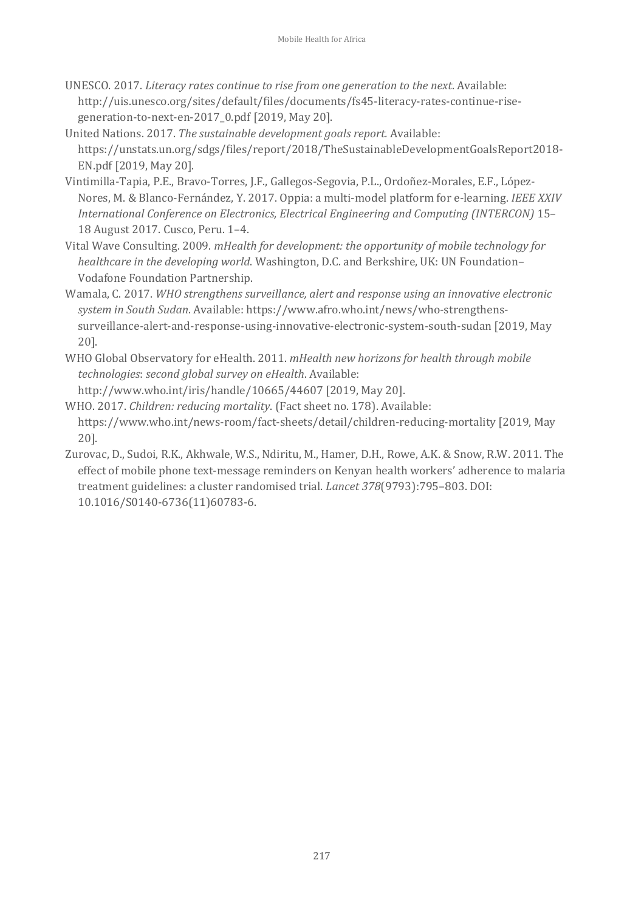UNESCO. 2017. *Literacy rates continue to rise from one generation to the next*. Available: http://uis.unesco.org/sites/default/files/documents/fs45-literacy-rates-continue-rise-generation-to-next-en-2017_0.pdf [2019, May 20].

United Nations. 2017. *The sustainable development goals report.* Available: https://unstats.un.org/sdgs/files/report/2018/TheSustainableDevelopmentGoalsReport2018-EN.pdf [2019, May 20].

Vintimilla-Tapia, P.E., Bravo-Torres, J.F., Gallegos-Segovia, P.L., Ordoñez-Morales, E.F., López-Nores, M. & Blanco-Fernández, Y. 2017. Oppia: a multi-model platform for e-learning. *IEEE XXIV International Conference on Electronics, Electrical Engineering and Computing (INTERCON)* 15–18 August 2017. Cusco, Peru. 1–4.

Vital Wave Consulting. 2009. *mHealth for development: the opportunity of mobile technology for healthcare in the developing world*. Washington, D.C. and Berkshire, UK: UN Foundation–Vodafone Foundation Partnership.

Wamala, C. 2017. *WHO strengthens surveillance, alert and response using an innovative electronic system in South Sudan*. Available: https://www.afro.who.int/news/who-strengthens-surveillance-alert-and-response-using-innovative-electronic-system-south-sudan [2019, May 20].

WHO Global Observatory for eHealth. 2011. *mHealth new horizons for health through mobile technologies*: *second global survey on eHealth*. Available: http://www.who.int/iris/handle/10665/44607 [2019, May 20].

WHO. 2017. *Children: reducing mortality*. (Fact sheet no. 178). Available: https://www.who.int/news-room/fact-sheets/detail/children-reducing-mortality [2019, May 20].

Zurovac, D., Sudoi, R.K., Akhwale, W.S., Ndiritu, M., Hamer, D.H., Rowe, A.K. & Snow, R.W. 2011. The effect of mobile phone text-message reminders on Kenyan health workers' adherence to malaria treatment guidelines: a cluster randomised trial. *Lancet 378*(9793):795–803. DOI: 10.1016/S0140-6736(11)60783-6.